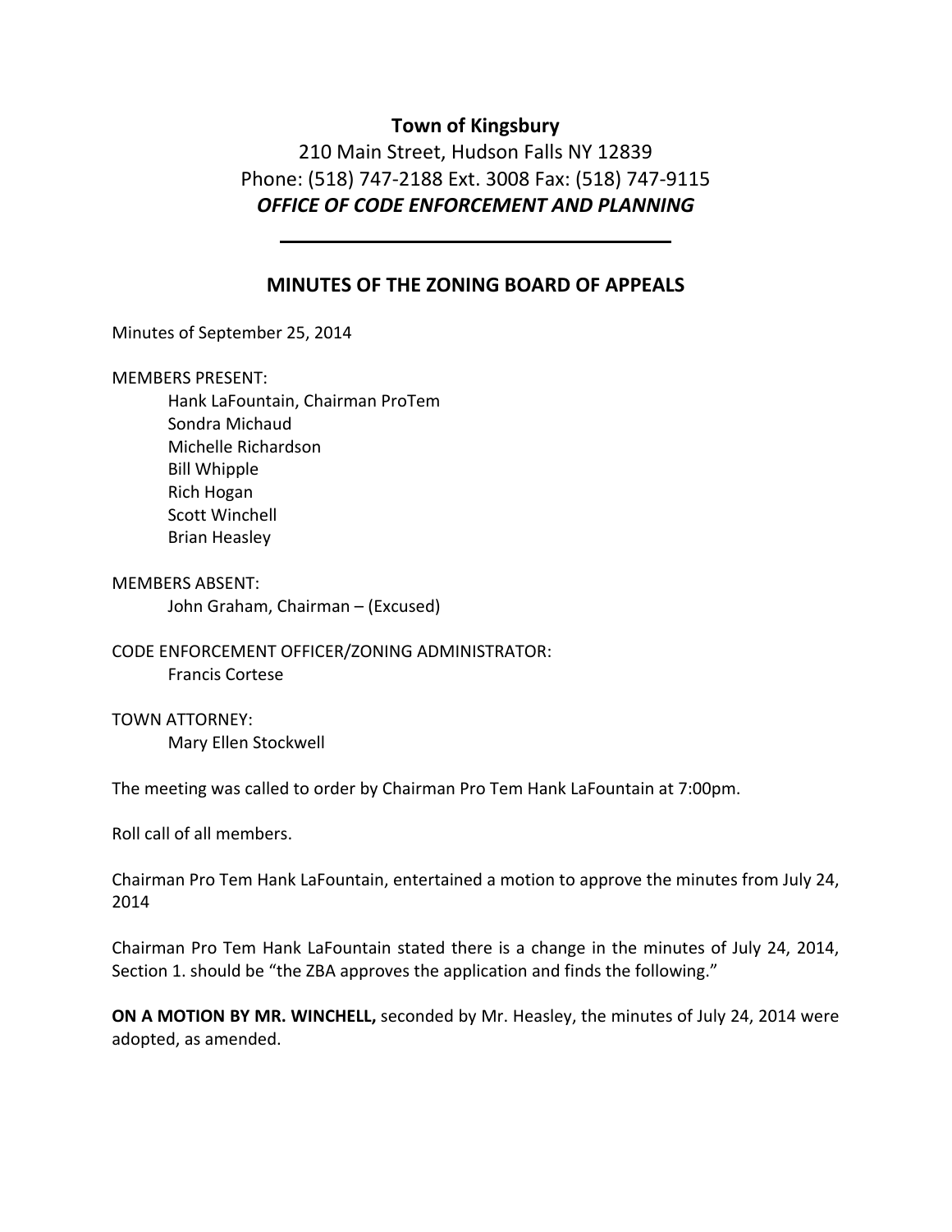**Town of Kingsbury**

210 Main Street, Hudson Falls NY 12839

Phone: (518) 747-2188 Ext. 3008 Fax: (518) 747-9115

***OFFICE OF CODE ENFORCEMENT AND PLANNING***

---

## MINUTES OF THE ZONING BOARD OF APPEALS

Minutes of September 25, 2014

MEMBERS PRESENT:

- Hank LaFountain, Chairman ProTem
- Sondra Michaud
- Michelle Richardson
- Bill Whipple
- Rich Hogan
- Scott Winchell
- Brian Heasley

MEMBERS ABSENT:

- John Graham, Chairman – (Excused)

CODE ENFORCEMENT OFFICER/ZONING ADMINISTRATOR:

- Francis Cortese

TOWN ATTORNEY:

- Mary Ellen Stockwell

The meeting was called to order by Chairman Pro Tem Hank LaFountain at 7:00pm.

Roll call of all members.

Chairman Pro Tem Hank LaFountain, entertained a motion to approve the minutes from July 24, 2014

Chairman Pro Tem Hank LaFountain stated there is a change in the minutes of July 24, 2014, Section 1. should be "the ZBA approves the application and finds the following."

**ON A MOTION BY MR. WINCHELL,** seconded by Mr. Heasley, the minutes of July 24, 2014 were adopted, as amended.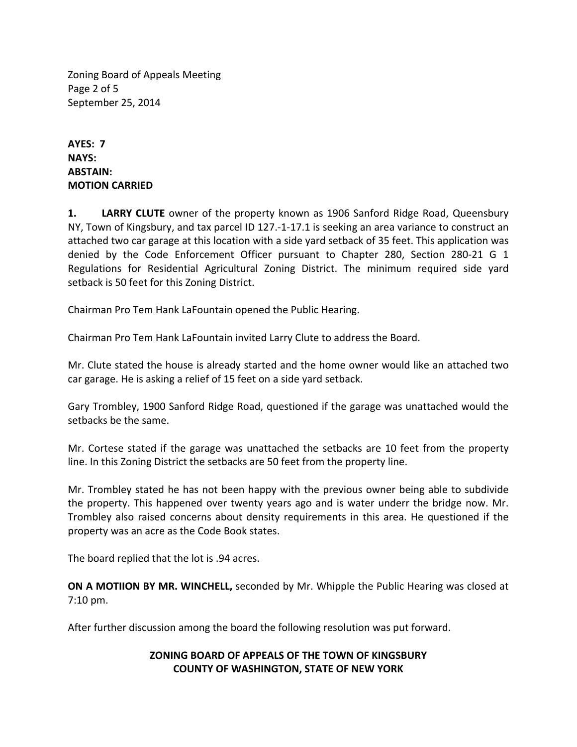**AYES: 7**
**NAYS:**
**ABSTAIN:**
**MOTION CARRIED**

**1. LARRY CLUTE** owner of the property known as 1906 Sanford Ridge Road, Queensbury NY, Town of Kingsbury, and tax parcel ID 127.-1-17.1 is seeking an area variance to construct an attached two car garage at this location with a side yard setback of 35 feet. This application was denied by the Code Enforcement Officer pursuant to Chapter 280, Section 280-21 G 1 Regulations for Residential Agricultural Zoning District. The minimum required side yard setback is 50 feet for this Zoning District.

Chairman Pro Tem Hank LaFountain opened the Public Hearing.

Chairman Pro Tem Hank LaFountain invited Larry Clute to address the Board.

Mr. Clute stated the house is already started and the home owner would like an attached two car garage. He is asking a relief of 15 feet on a side yard setback.

Gary Trombley, 1900 Sanford Ridge Road, questioned if the garage was unattached would the setbacks be the same.

Mr. Cortese stated if the garage was unattached the setbacks are 10 feet from the property line. In this Zoning District the setbacks are 50 feet from the property line.

Mr. Trombley stated he has not been happy with the previous owner being able to subdivide the property. This happened over twenty years ago and is water underr the bridge now. Mr. Trombley also raised concerns about density requirements in this area. He questioned if the property was an acre as the Code Book states.

The board replied that the lot is .94 acres.

**ON A MOTIION BY MR. WINCHELL,** seconded by Mr. Whipple the Public Hearing was closed at 7:10 pm.

After further discussion among the board the following resolution was put forward.

**ZONING BOARD OF APPEALS OF THE TOWN OF KINGSBURY**
**COUNTY OF WASHINGTON, STATE OF NEW YORK**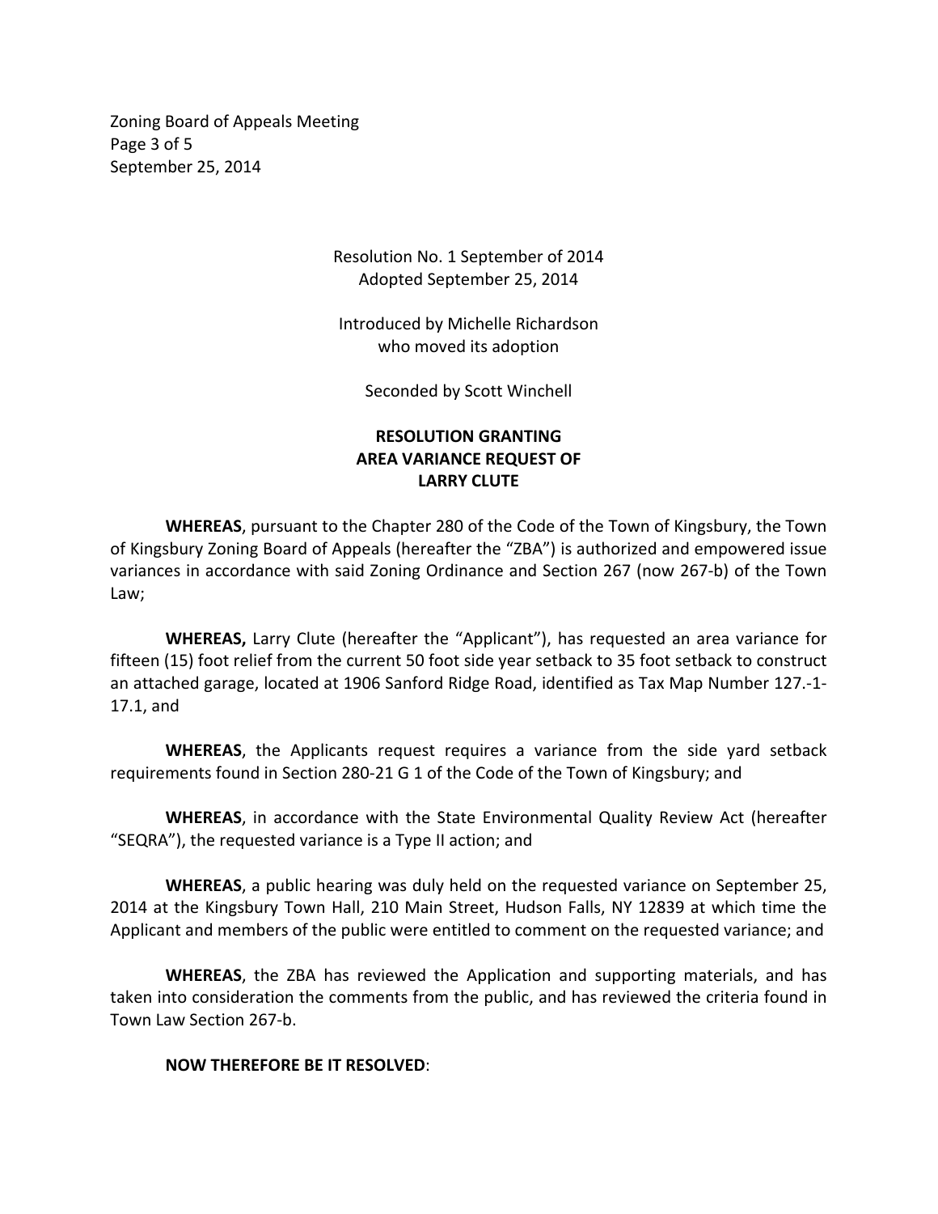Resolution No. 1 September of 2014
Adopted September 25, 2014

Introduced by Michelle Richardson
who moved its adoption

Seconded by Scott Winchell

**RESOLUTION GRANTING**
**AREA VARIANCE REQUEST OF**
**LARRY CLUTE**

**WHEREAS**, pursuant to the Chapter 280 of the Code of the Town of Kingsbury, the Town of Kingsbury Zoning Board of Appeals (hereafter the "ZBA") is authorized and empowered issue variances in accordance with said Zoning Ordinance and Section 267 (now 267-b) of the Town Law;

**WHEREAS,** Larry Clute (hereafter the "Applicant"), has requested an area variance for fifteen (15) foot relief from the current 50 foot side year setback to 35 foot setback to construct an attached garage, located at 1906 Sanford Ridge Road, identified as Tax Map Number 127.-1-17.1, and

**WHEREAS**, the Applicants request requires a variance from the side yard setback requirements found in Section 280-21 G 1 of the Code of the Town of Kingsbury; and

**WHEREAS**, in accordance with the State Environmental Quality Review Act (hereafter "SEQRA"), the requested variance is a Type II action; and

**WHEREAS**, a public hearing was duly held on the requested variance on September 25, 2014 at the Kingsbury Town Hall, 210 Main Street, Hudson Falls, NY 12839 at which time the Applicant and members of the public were entitled to comment on the requested variance; and

**WHEREAS**, the ZBA has reviewed the Application and supporting materials, and has taken into consideration the comments from the public, and has reviewed the criteria found in Town Law Section 267-b.

**NOW THEREFORE BE IT RESOLVED**: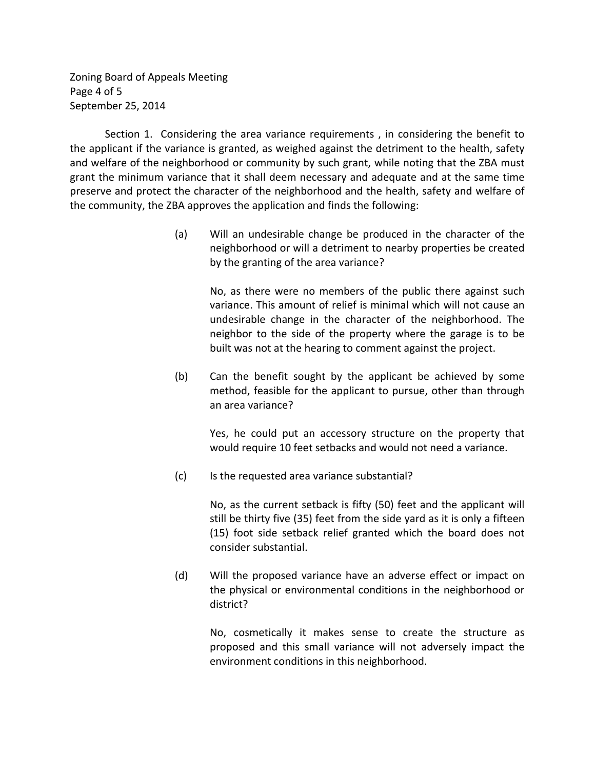Section 1. Considering the area variance requirements , in considering the benefit to the applicant if the variance is granted, as weighed against the detriment to the health, safety and welfare of the neighborhood or community by such grant, while noting that the ZBA must grant the minimum variance that it shall deem necessary and adequate and at the same time preserve and protect the character of the neighborhood and the health, safety and welfare of the community, the ZBA approves the application and finds the following:

(a) Will an undesirable change be produced in the character of the neighborhood or will a detriment to nearby properties be created by the granting of the area variance?

No, as there were no members of the public there against such variance. This amount of relief is minimal which will not cause an undesirable change in the character of the neighborhood. The neighbor to the side of the property where the garage is to be built was not at the hearing to comment against the project.

(b) Can the benefit sought by the applicant be achieved by some method, feasible for the applicant to pursue, other than through an area variance?

Yes, he could put an accessory structure on the property that would require 10 feet setbacks and would not need a variance.

(c) Is the requested area variance substantial?

No, as the current setback is fifty (50) feet and the applicant will still be thirty five (35) feet from the side yard as it is only a fifteen (15) foot side setback relief granted which the board does not consider substantial.

(d) Will the proposed variance have an adverse effect or impact on the physical or environmental conditions in the neighborhood or district?

No, cosmetically it makes sense to create the structure as proposed and this small variance will not adversely impact the environment conditions in this neighborhood.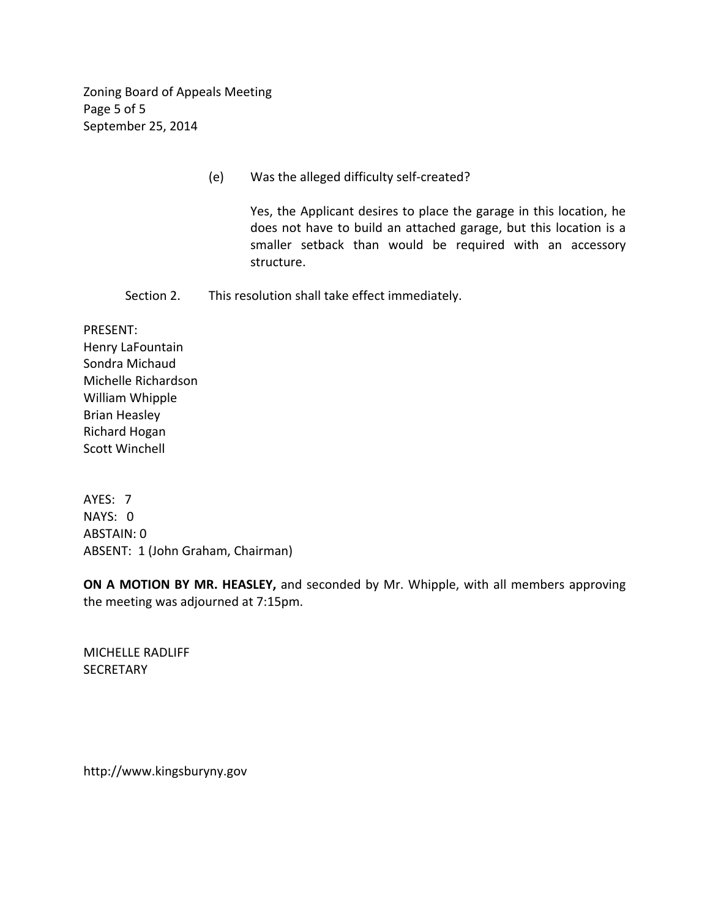(e) Was the alleged difficulty self-created?

Yes, the Applicant desires to place the garage in this location, he does not have to build an attached garage, but this location is a smaller setback than would be required with an accessory structure.

Section 2. This resolution shall take effect immediately.

PRESENT:
Henry LaFountain
Sondra Michaud
Michelle Richardson
William Whipple
Brian Heasley
Richard Hogan
Scott Winchell

AYES: 7
NAYS: 0
ABSTAIN: 0
ABSENT: 1 (John Graham, Chairman)

**ON A MOTION BY MR. HEASLEY,** and seconded by Mr. Whipple, with all members approving the meeting was adjourned at 7:15pm.

MICHELLE RADLIFF
SECRETARY

http://www.kingsburyny.gov